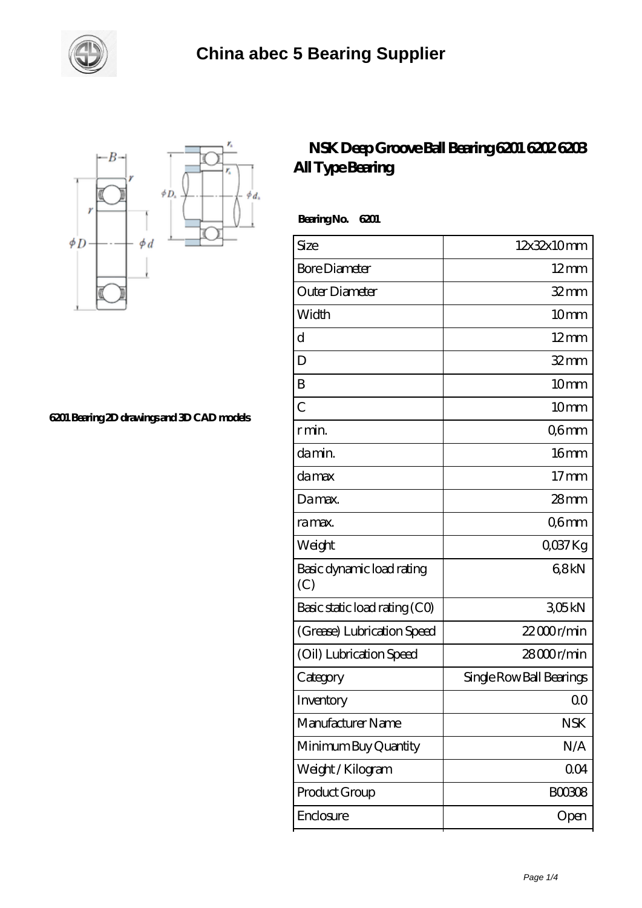# China abec 5 Bearing Supplier

6201 Bearing 2D drawings and 3D CAD models

## NSK Deep Groove Ball Bearing 6201 6202 6203 All Type Bearing

**Bearing No. 6201**

| Size | 12x32x10 mm |
|---|---|
| Bore Diameter | 12 mm |
| Outer Diameter | 32 mm |
| Width | 10 mm |
| d | 12 mm |
| D | 32 mm |
| B | 10 mm |
| C | 10 mm |
| r min. | 0,6 mm |
| da min. | 16 mm |
| da max | 17 mm |
| Da max. | 28 mm |
| ra max. | 0,6 mm |
| Weight | 0,037 Kg |
| Basic dynamic load rating (C) | 6,8 kN |
| Basic static load rating (C0) | 3,05 kN |
| (Grease) Lubrication Speed | 22 000 r/min |
| (Oil) Lubrication Speed | 28 000 r/min |
| Category | Single Row Ball Bearings |
| Inventory | 0.0 |
| Manufacturer Name | NSK |
| Minimum Buy Quantity | N/A |
| Weight / Kilogram | 0.04 |
| Product Group | B00308 |
| Enclosure | Open |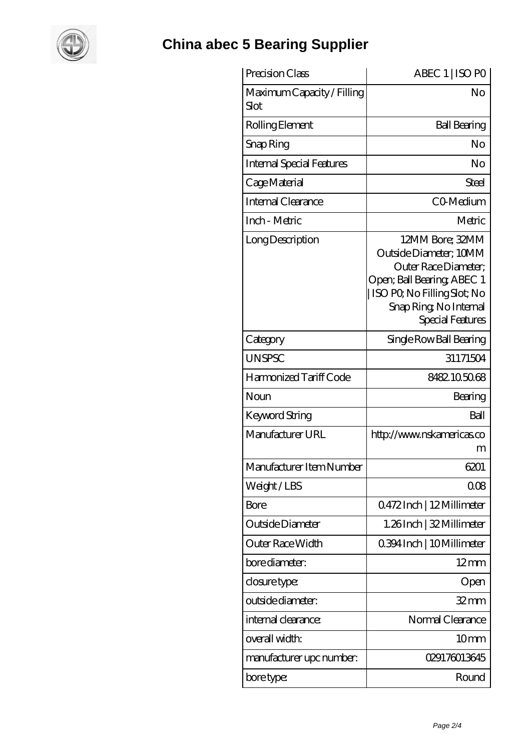# China abec 5 Bearing Supplier

| | |
|---|---|
| Precision Class | ABEC 1 \| ISO P0 |
| Maximum Capacity / Filling Slot | No |
| Rolling Element | Ball Bearing |
| Snap Ring | No |
| Internal Special Features | No |
| Cage Material | Steel |
| Internal Clearance | C0-Medium |
| Inch - Metric | Metric |
| Long Description | 12MM Bore; 32MM Outside Diameter; 10MM Outer Race Diameter; Open; Ball Bearing; ABEC 1 \| ISO P0; No Filling Slot; No Snap Ring; No Internal Special Features |
| Category | Single Row Ball Bearing |
| UNSPSC | 31171504 |
| Harmonized Tariff Code | 8482.10.50.68 |
| Noun | Bearing |
| Keyword String | Ball |
| Manufacturer URL | http://www.nskamericas.com |
| Manufacturer Item Number | 6201 |
| Weight / LBS | 0.08 |
| Bore | 0.472 Inch \| 12 Millimeter |
| Outside Diameter | 1.26 Inch \| 32 Millimeter |
| Outer Race Width | 0.394 Inch \| 10 Millimeter |
| bore diameter: | 12 mm |
| closure type: | Open |
| outside diameter: | 32 mm |
| internal clearance: | Normal Clearance |
| overall width: | 10 mm |
| manufacturer upc number: | 029176013645 |
| bore type: | Round |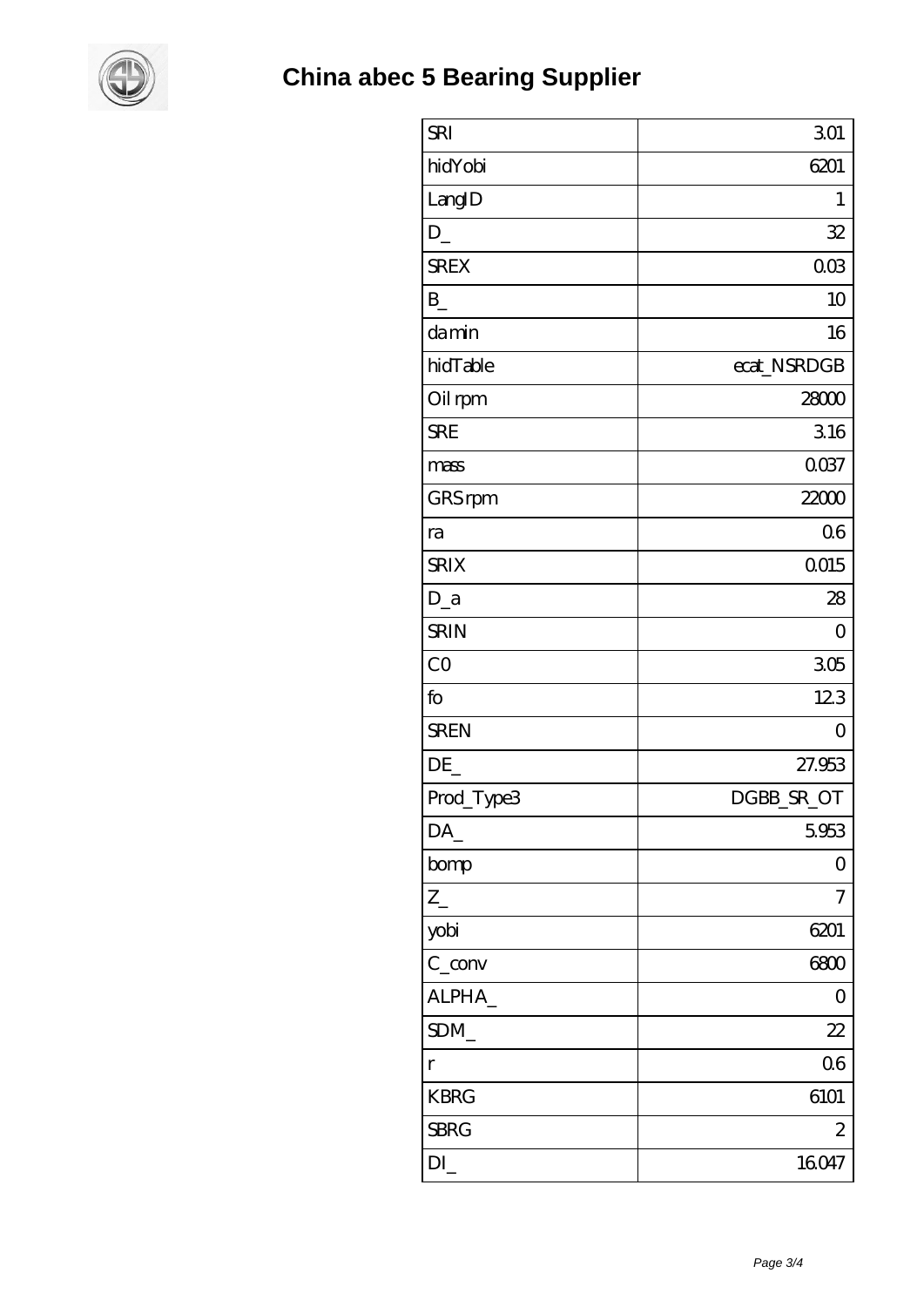# China abec 5 Bearing Supplier

| SRI | 3.01 |
| --- | --- |
| hidYobi | 6201 |
| LangID | 1 |
| D_ | 32 |
| SREX | 0.03 |
| B_ | 10 |
| da min | 16 |
| hidTable | ecat_NSRDGB |
| Oil rpm | 28000 |
| SRE | 3.16 |
| mass | 0.037 |
| GRS rpm | 22000 |
| ra | 0.6 |
| SRIX | 0.015 |
| D_a | 28 |
| SRIN | 0 |
| C0 | 3.05 |
| fo | 12.3 |
| SREN | 0 |
| DE_ | 27.953 |
| Prod_Type3 | DGBB_SR_OT |
| DA_ | 5.953 |
| bomp | 0 |
| Z_ | 7 |
| yobi | 6201 |
| C_conv | 6800 |
| ALPHA_ | 0 |
| SDM_ | 22 |
| r | 0.6 |
| KBRG | 6101 |
| SBRG | 2 |
| DI_ | 16.047 |